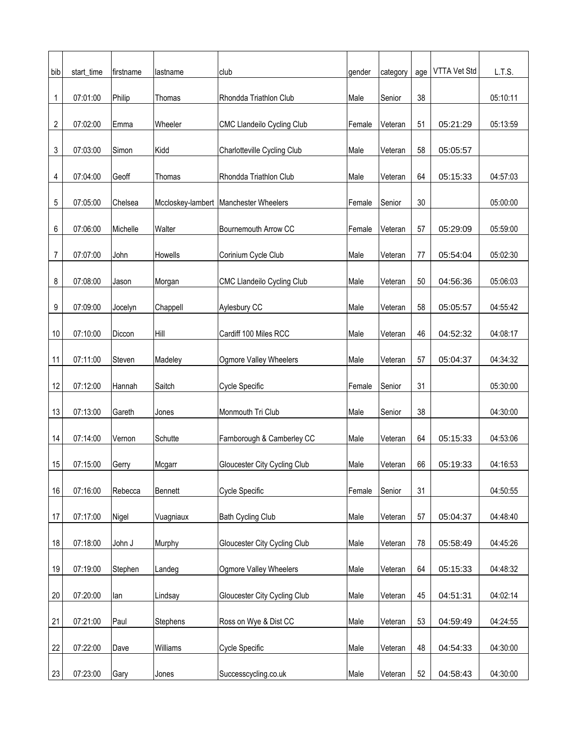| bib | start_time | firstname | lastname | club | gender | category | age | VTTA Vet Std | L.T.S. |
|---|---|---|---|---|---|---|---|---|---|
| 1 | 07:01:00 | Philip | Thomas | Rhondda Triathlon Club | Male | Senior | 38 | | 05:10:11 |
| 2 | 07:02:00 | Emma | Wheeler | CMC Llandeilo Cycling Club | Female | Veteran | 51 | 05:21:29 | 05:13:59 |
| 3 | 07:03:00 | Simon | Kidd | Charlotteville Cycling Club | Male | Veteran | 58 | 05:05:57 | |
| 4 | 07:04:00 | Geoff | Thomas | Rhondda Triathlon Club | Male | Veteran | 64 | 05:15:33 | 04:57:03 |
| 5 | 07:05:00 | Chelsea | Mccloskey-lambert | Manchester Wheelers | Female | Senior | 30 | | 05:00:00 |
| 6 | 07:06:00 | Michelle | Walter | Bournemouth Arrow CC | Female | Veteran | 57 | 05:29:09 | 05:59:00 |
| 7 | 07:07:00 | John | Howells | Corinium Cycle Club | Male | Veteran | 77 | 05:54:04 | 05:02:30 |
| 8 | 07:08:00 | Jason | Morgan | CMC Llandeilo Cycling Club | Male | Veteran | 50 | 04:56:36 | 05:06:03 |
| 9 | 07:09:00 | Jocelyn | Chappell | Aylesbury CC | Male | Veteran | 58 | 05:05:57 | 04:55:42 |
| 10 | 07:10:00 | Diccon | Hill | Cardiff 100 Miles RCC | Male | Veteran | 46 | 04:52:32 | 04:08:17 |
| 11 | 07:11:00 | Steven | Madeley | Ogmore Valley Wheelers | Male | Veteran | 57 | 05:04:37 | 04:34:32 |
| 12 | 07:12:00 | Hannah | Saitch | Cycle Specific | Female | Senior | 31 | | 05:30:00 |
| 13 | 07:13:00 | Gareth | Jones | Monmouth Tri Club | Male | Senior | 38 | | 04:30:00 |
| 14 | 07:14:00 | Vernon | Schutte | Farnborough & Camberley CC | Male | Veteran | 64 | 05:15:33 | 04:53:06 |
| 15 | 07:15:00 | Gerry | Mcgarr | Gloucester City Cycling Club | Male | Veteran | 66 | 05:19:33 | 04:16:53 |
| 16 | 07:16:00 | Rebecca | Bennett | Cycle Specific | Female | Senior | 31 | | 04:50:55 |
| 17 | 07:17:00 | Nigel | Vuagniaux | Bath Cycling Club | Male | Veteran | 57 | 05:04:37 | 04:48:40 |
| 18 | 07:18:00 | John J | Murphy | Gloucester City Cycling Club | Male | Veteran | 78 | 05:58:49 | 04:45:26 |
| 19 | 07:19:00 | Stephen | Landeg | Ogmore Valley Wheelers | Male | Veteran | 64 | 05:15:33 | 04:48:32 |
| 20 | 07:20:00 | Ian | Lindsay | Gloucester City Cycling Club | Male | Veteran | 45 | 04:51:31 | 04:02:14 |
| 21 | 07:21:00 | Paul | Stephens | Ross on Wye & Dist CC | Male | Veteran | 53 | 04:59:49 | 04:24:55 |
| 22 | 07:22:00 | Dave | Williams | Cycle Specific | Male | Veteran | 48 | 04:54:33 | 04:30:00 |
| 23 | 07:23:00 | Gary | Jones | Successcycling.co.uk | Male | Veteran | 52 | 04:58:43 | 04:30:00 |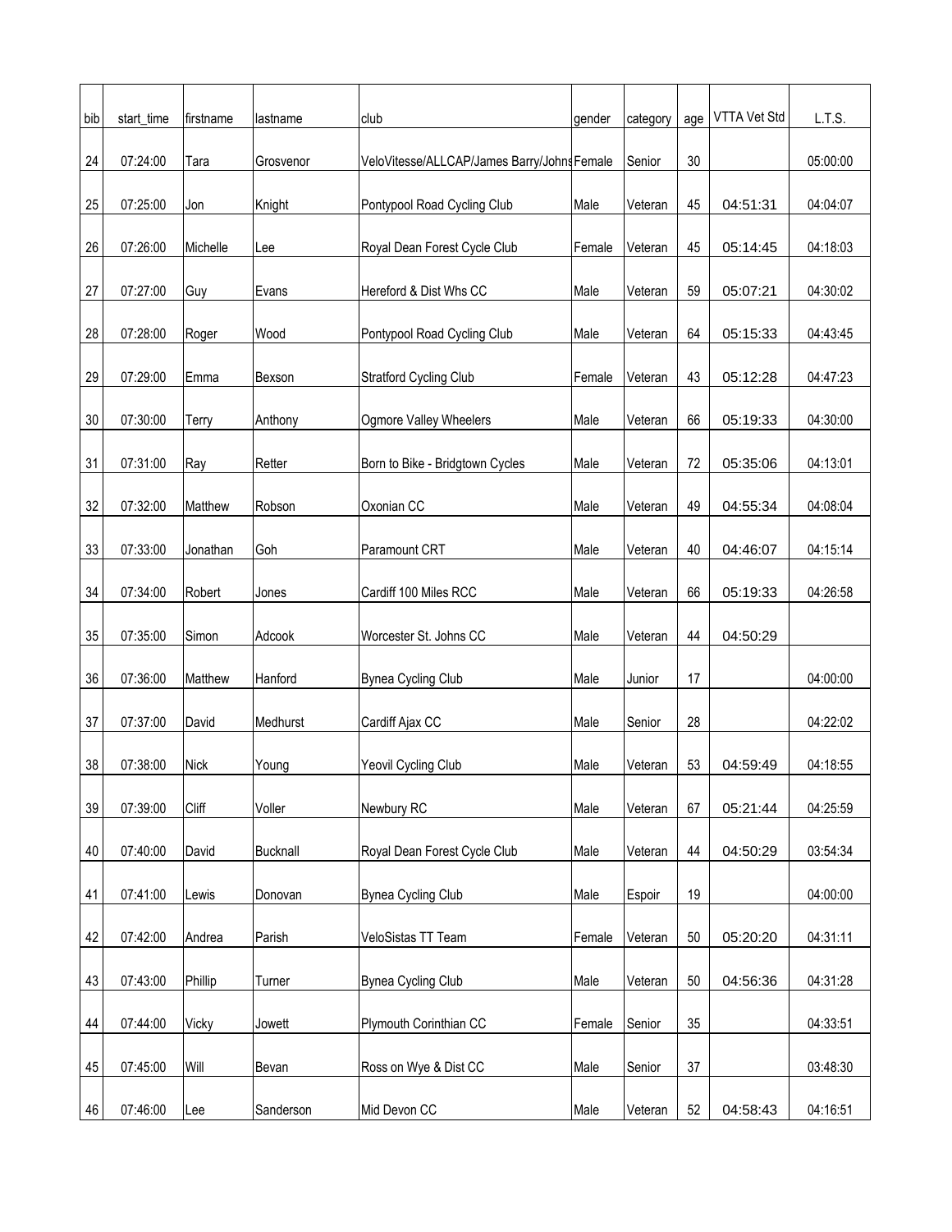| bib | start_time | firstname | lastname | club | gender | category | age | VTTA Vet Std | L.T.S. |
|---|---|---|---|---|---|---|---|---|---|
| 24 | 07:24:00 | Tara | Grosvenor | VeloVitesse/ALLCAP/James Barry/Johns | Female | Senior | 30 | | 05:00:00 |
| 25 | 07:25:00 | Jon | Knight | Pontypool Road Cycling Club | Male | Veteran | 45 | 04:51:31 | 04:04:07 |
| 26 | 07:26:00 | Michelle | Lee | Royal Dean Forest Cycle Club | Female | Veteran | 45 | 05:14:45 | 04:18:03 |
| 27 | 07:27:00 | Guy | Evans | Hereford & Dist Whs CC | Male | Veteran | 59 | 05:07:21 | 04:30:02 |
| 28 | 07:28:00 | Roger | Wood | Pontypool Road Cycling Club | Male | Veteran | 64 | 05:15:33 | 04:43:45 |
| 29 | 07:29:00 | Emma | Bexson | Stratford Cycling Club | Female | Veteran | 43 | 05:12:28 | 04:47:23 |
| 30 | 07:30:00 | Terry | Anthony | Ogmore Valley Wheelers | Male | Veteran | 66 | 05:19:33 | 04:30:00 |
| 31 | 07:31:00 | Ray | Retter | Born to Bike - Bridgtown Cycles | Male | Veteran | 72 | 05:35:06 | 04:13:01 |
| 32 | 07:32:00 | Matthew | Robson | Oxonian CC | Male | Veteran | 49 | 04:55:34 | 04:08:04 |
| 33 | 07:33:00 | Jonathan | Goh | Paramount CRT | Male | Veteran | 40 | 04:46:07 | 04:15:14 |
| 34 | 07:34:00 | Robert | Jones | Cardiff 100 Miles RCC | Male | Veteran | 66 | 05:19:33 | 04:26:58 |
| 35 | 07:35:00 | Simon | Adcook | Worcester St. Johns CC | Male | Veteran | 44 | 04:50:29 | |
| 36 | 07:36:00 | Matthew | Hanford | Bynea Cycling Club | Male | Junior | 17 | | 04:00:00 |
| 37 | 07:37:00 | David | Medhurst | Cardiff Ajax CC | Male | Senior | 28 | | 04:22:02 |
| 38 | 07:38:00 | Nick | Young | Yeovil Cycling Club | Male | Veteran | 53 | 04:59:49 | 04:18:55 |
| 39 | 07:39:00 | Cliff | Voller | Newbury RC | Male | Veteran | 67 | 05:21:44 | 04:25:59 |
| 40 | 07:40:00 | David | Bucknall | Royal Dean Forest Cycle Club | Male | Veteran | 44 | 04:50:29 | 03:54:34 |
| 41 | 07:41:00 | Lewis | Donovan | Bynea Cycling Club | Male | Espoir | 19 | | 04:00:00 |
| 42 | 07:42:00 | Andrea | Parish | VeloSistas TT Team | Female | Veteran | 50 | 05:20:20 | 04:31:11 |
| 43 | 07:43:00 | Phillip | Turner | Bynea Cycling Club | Male | Veteran | 50 | 04:56:36 | 04:31:28 |
| 44 | 07:44:00 | Vicky | Jowett | Plymouth Corinthian CC | Female | Senior | 35 | | 04:33:51 |
| 45 | 07:45:00 | Will | Bevan | Ross on Wye & Dist CC | Male | Senior | 37 | | 03:48:30 |
| 46 | 07:46:00 | Lee | Sanderson | Mid Devon CC | Male | Veteran | 52 | 04:58:43 | 04:16:51 |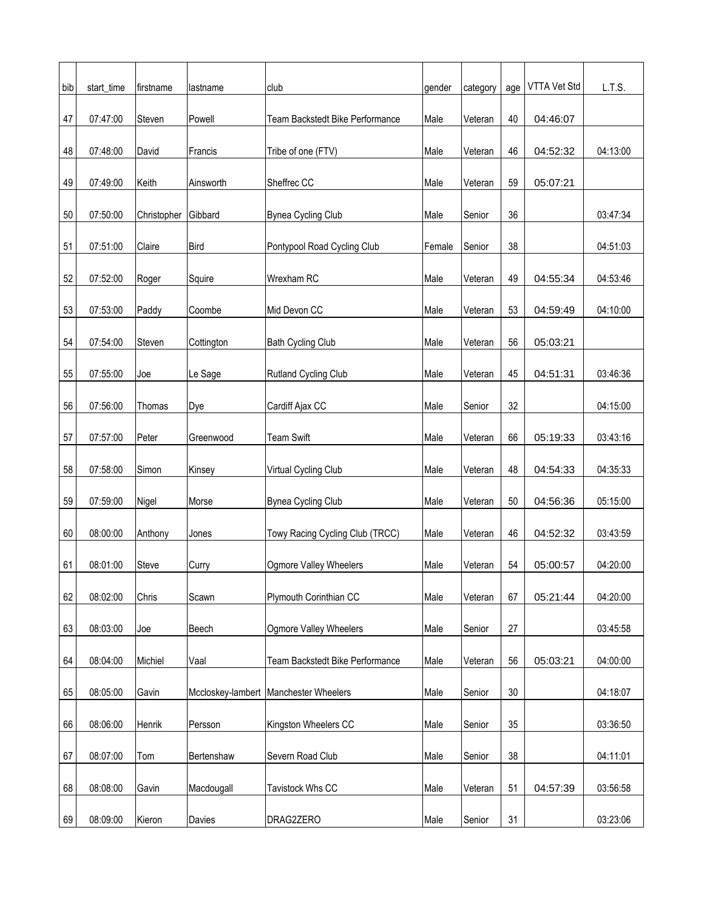| bib | start_time | firstname | lastname | club | gender | category | age | VTTA Vet Std | L.T.S. |
|---|---|---|---|---|---|---|---|---|---|
| 47 | 07:47:00 | Steven | Powell | Team Backstedt Bike Performance | Male | Veteran | 40 | 04:46:07 | |
| 48 | 07:48:00 | David | Francis | Tribe of one (FTV) | Male | Veteran | 46 | 04:52:32 | 04:13:00 |
| 49 | 07:49:00 | Keith | Ainsworth | Sheffrec CC | Male | Veteran | 59 | 05:07:21 | |
| 50 | 07:50:00 | Christopher | Gibbard | Bynea Cycling Club | Male | Senior | 36 | | 03:47:34 |
| 51 | 07:51:00 | Claire | Bird | Pontypool Road Cycling Club | Female | Senior | 38 | | 04:51:03 |
| 52 | 07:52:00 | Roger | Squire | Wrexham RC | Male | Veteran | 49 | 04:55:34 | 04:53:46 |
| 53 | 07:53:00 | Paddy | Coombe | Mid Devon CC | Male | Veteran | 53 | 04:59:49 | 04:10:00 |
| 54 | 07:54:00 | Steven | Cottington | Bath Cycling Club | Male | Veteran | 56 | 05:03:21 | |
| 55 | 07:55:00 | Joe | Le Sage | Rutland Cycling Club | Male | Veteran | 45 | 04:51:31 | 03:46:36 |
| 56 | 07:56:00 | Thomas | Dye | Cardiff Ajax CC | Male | Senior | 32 | | 04:15:00 |
| 57 | 07:57:00 | Peter | Greenwood | Team Swift | Male | Veteran | 66 | 05:19:33 | 03:43:16 |
| 58 | 07:58:00 | Simon | Kinsey | Virtual Cycling Club | Male | Veteran | 48 | 04:54:33 | 04:35:33 |
| 59 | 07:59:00 | Nigel | Morse | Bynea Cycling Club | Male | Veteran | 50 | 04:56:36 | 05:15:00 |
| 60 | 08:00:00 | Anthony | Jones | Towy Racing Cycling Club (TRCC) | Male | Veteran | 46 | 04:52:32 | 03:43:59 |
| 61 | 08:01:00 | Steve | Curry | Ogmore Valley Wheelers | Male | Veteran | 54 | 05:00:57 | 04:20:00 |
| 62 | 08:02:00 | Chris | Scawn | Plymouth Corinthian CC | Male | Veteran | 67 | 05:21:44 | 04:20:00 |
| 63 | 08:03:00 | Joe | Beech | Ogmore Valley Wheelers | Male | Senior | 27 | | 03:45:58 |
| 64 | 08:04:00 | Michiel | Vaal | Team Backstedt Bike Performance | Male | Veteran | 56 | 05:03:21 | 04:00:00 |
| 65 | 08:05:00 | Gavin | Mccloskey-lambert | Manchester Wheelers | Male | Senior | 30 | | 04:18:07 |
| 66 | 08:06:00 | Henrik | Persson | Kingston Wheelers CC | Male | Senior | 35 | | 03:36:50 |
| 67 | 08:07:00 | Tom | Bertenshaw | Severn Road Club | Male | Senior | 38 | | 04:11:01 |
| 68 | 08:08:00 | Gavin | Macdougall | Tavistock Whs CC | Male | Veteran | 51 | 04:57:39 | 03:56:58 |
| 69 | 08:09:00 | Kieron | Davies | DRAG2ZERO | Male | Senior | 31 | | 03:23:06 |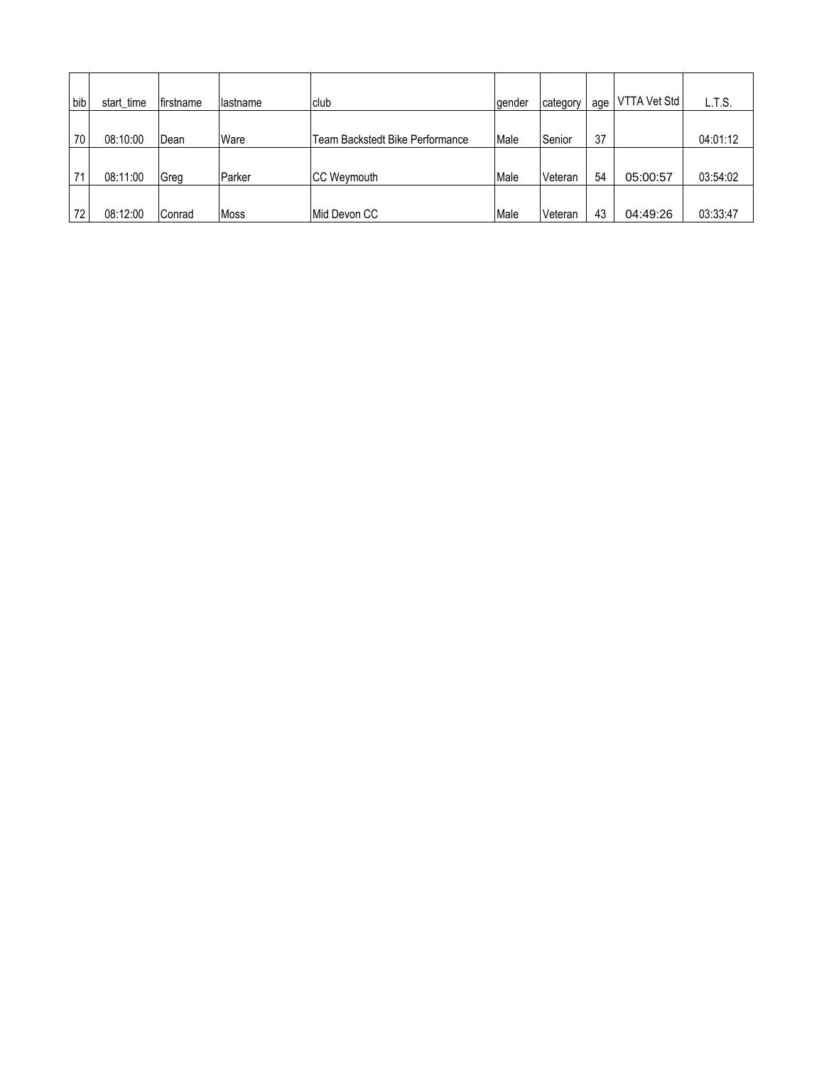| bib | start_time | firstname | lastname | club | gender | category | age | VTTA Vet Std | L.T.S. |
|---|---|---|---|---|---|---|---|---|---|
| 70 | 08:10:00 | Dean | Ware | Team Backstedt Bike Performance | Male | Senior | 37 | | 04:01:12 |
| 71 | 08:11:00 | Greg | Parker | CC Weymouth | Male | Veteran | 54 | 05:00:57 | 03:54:02 |
| 72 | 08:12:00 | Conrad | Moss | Mid Devon CC | Male | Veteran | 43 | 04:49:26 | 03:33:47 |